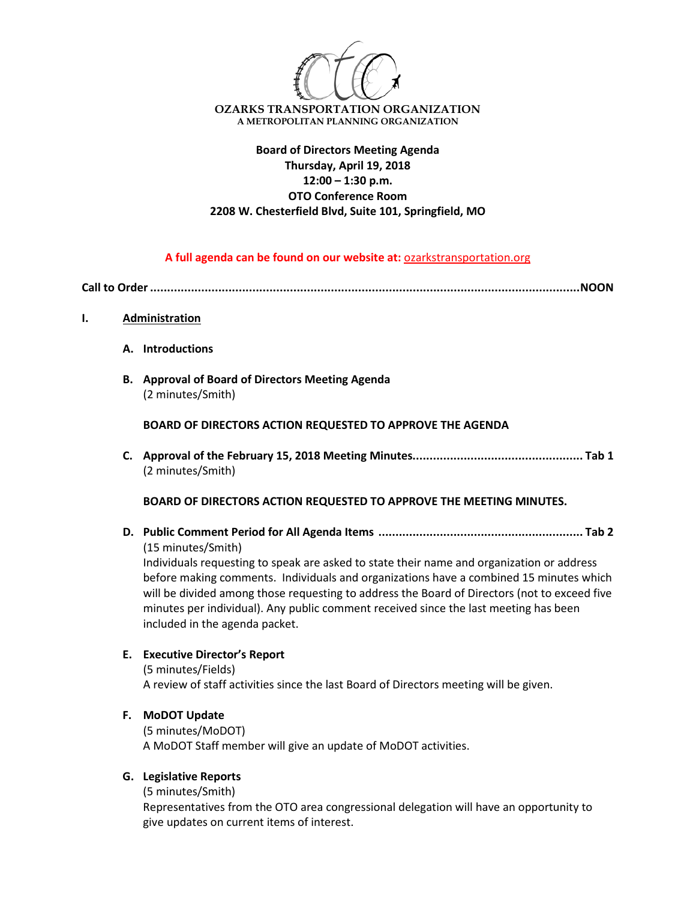**OZARKS TRANSPORTATION ORGANIZATION**
A METROPOLITAN PLANNING ORGANIZATION

**Board of Directors Meeting Agenda**
**Thursday, April 19, 2018**
**12:00 – 1:30 p.m.**
**OTO Conference Room**
**2208 W. Chesterfield Blvd, Suite 101, Springfield, MO**

**A full agenda can be found on our website at:** ozarkstransportation.org

**Call to Order ........................................................................................................................NOON**

**I. Administration**

**A. Introductions**

**B. Approval of Board of Directors Meeting Agenda**
(2 minutes/Smith)

**BOARD OF DIRECTORS ACTION REQUESTED TO APPROVE THE AGENDA**

**C. Approval of the February 15, 2018 Meeting Minutes................................................ Tab 1**
(2 minutes/Smith)

**BOARD OF DIRECTORS ACTION REQUESTED TO APPROVE THE MEETING MINUTES.**

**D. Public Comment Period for All Agenda Items .......................................................... Tab 2**
(15 minutes/Smith)
Individuals requesting to speak are asked to state their name and organization or address before making comments. Individuals and organizations have a combined 15 minutes which will be divided among those requesting to address the Board of Directors (not to exceed five minutes per individual). Any public comment received since the last meeting has been included in the agenda packet.

**E. Executive Director's Report**
(5 minutes/Fields)
A review of staff activities since the last Board of Directors meeting will be given.

**F. MoDOT Update**
(5 minutes/MoDOT)
A MoDOT Staff member will give an update of MoDOT activities.

**G. Legislative Reports**
(5 minutes/Smith)
Representatives from the OTO area congressional delegation will have an opportunity to give updates on current items of interest.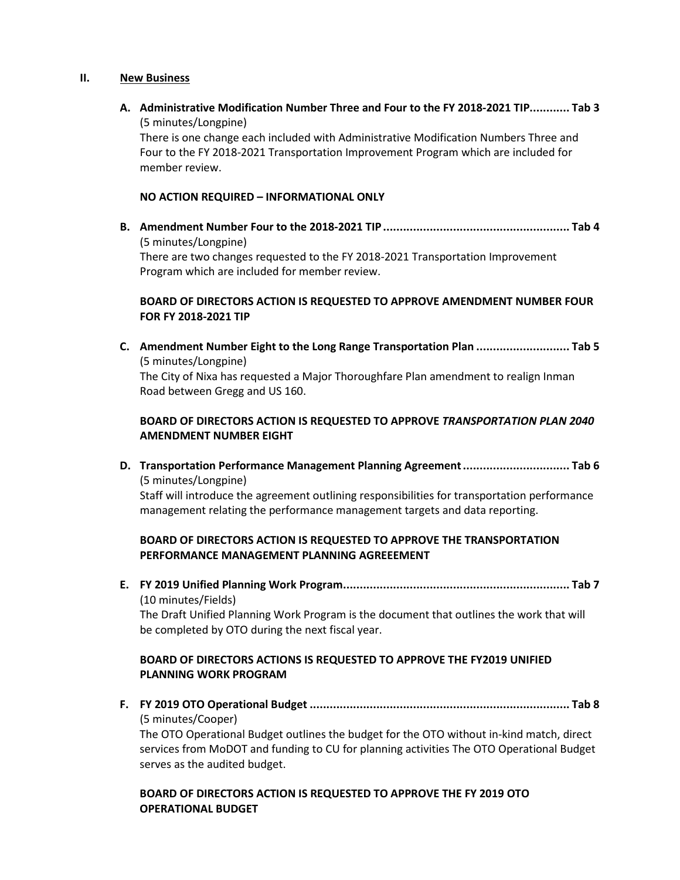## II. New Business

**A. Administrative Modification Number Three and Four to the FY 2018-2021 TIP............ Tab 3**

(5 minutes/Longpine)

There is one change each included with Administrative Modification Numbers Three and Four to the FY 2018-2021 Transportation Improvement Program which are included for member review.

**NO ACTION REQUIRED – INFORMATIONAL ONLY**

**B. Amendment Number Four to the 2018-2021 TIP ........................................................ Tab 4**

(5 minutes/Longpine)

There are two changes requested to the FY 2018-2021 Transportation Improvement Program which are included for member review.

**BOARD OF DIRECTORS ACTION IS REQUESTED TO APPROVE AMENDMENT NUMBER FOUR FOR FY 2018-2021 TIP**

**C. Amendment Number Eight to the Long Range Transportation Plan ............................ Tab 5**

(5 minutes/Longpine)

The City of Nixa has requested a Major Thoroughfare Plan amendment to realign Inman Road between Gregg and US 160.

**BOARD OF DIRECTORS ACTION IS REQUESTED TO APPROVE *TRANSPORTATION PLAN 2040* AMENDMENT NUMBER EIGHT**

**D. Transportation Performance Management Planning Agreement ................................ Tab 6**

(5 minutes/Longpine)

Staff will introduce the agreement outlining responsibilities for transportation performance management relating the performance management targets and data reporting.

**BOARD OF DIRECTORS ACTION IS REQUESTED TO APPROVE THE TRANSPORTATION PERFORMANCE MANAGEMENT PLANNING AGREEEMENT**

**E. FY 2019 Unified Planning Work Program................................................................... Tab 7**

(10 minutes/Fields)

The Draft Unified Planning Work Program is the document that outlines the work that will be completed by OTO during the next fiscal year.

**BOARD OF DIRECTORS ACTIONS IS REQUESTED TO APPROVE THE FY2019 UNIFIED PLANNING WORK PROGRAM**

**F. FY 2019 OTO Operational Budget .............................................................................. Tab 8**

(5 minutes/Cooper)

The OTO Operational Budget outlines the budget for the OTO without in-kind match, direct services from MoDOT and funding to CU for planning activities The OTO Operational Budget serves as the audited budget.

**BOARD OF DIRECTORS ACTION IS REQUESTED TO APPROVE THE FY 2019 OTO OPERATIONAL BUDGET**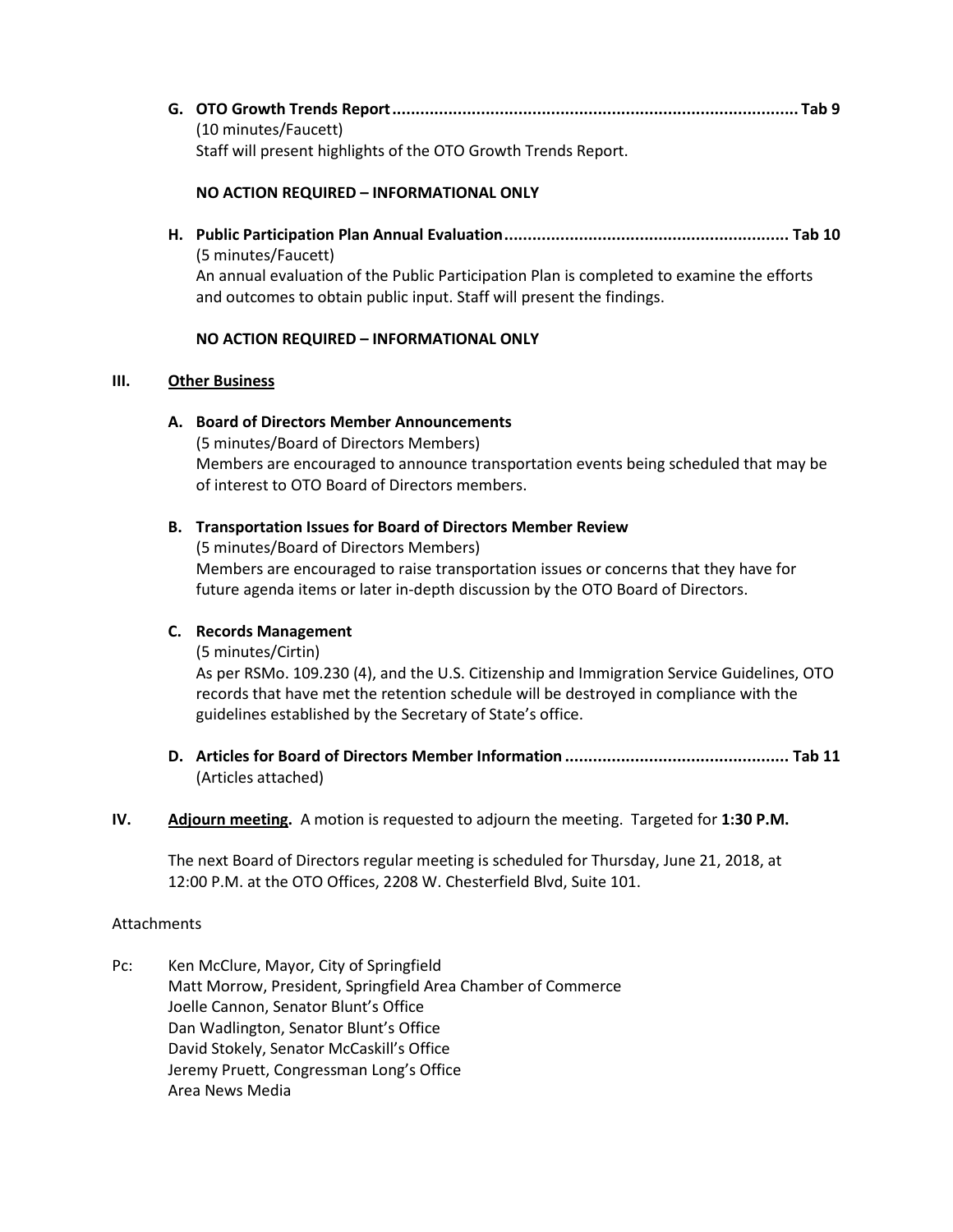**G. OTO Growth Trends Report.......................................................................................Tab 9**
(10 minutes/Faucett)
Staff will present highlights of the OTO Growth Trends Report.

**NO ACTION REQUIRED – INFORMATIONAL ONLY**

**H. Public Participation Plan Annual Evaluation............................................................. Tab 10**
(5 minutes/Faucett)
An annual evaluation of the Public Participation Plan is completed to examine the efforts and outcomes to obtain public input. Staff will present the findings.

**NO ACTION REQUIRED – INFORMATIONAL ONLY**

**III. <u>Other Business</u>**

**A. Board of Directors Member Announcements**
(5 minutes/Board of Directors Members)
Members are encouraged to announce transportation events being scheduled that may be of interest to OTO Board of Directors members.

**B. Transportation Issues for Board of Directors Member Review**
(5 minutes/Board of Directors Members)
Members are encouraged to raise transportation issues or concerns that they have for future agenda items or later in-depth discussion by the OTO Board of Directors.

**C. Records Management**
(5 minutes/Cirtin)
As per RSMo. 109.230 (4), and the U.S. Citizenship and Immigration Service Guidelines, OTO records that have met the retention schedule will be destroyed in compliance with the guidelines established by the Secretary of State's office.

**D. Articles for Board of Directors Member Information ................................................ Tab 11**
(Articles attached)

**IV. <u>Adjourn meeting</u>.** A motion is requested to adjourn the meeting. Targeted for **1:30 P.M.**

The next Board of Directors regular meeting is scheduled for Thursday, June 21, 2018, at 12:00 P.M. at the OTO Offices, 2208 W. Chesterfield Blvd, Suite 101.

Attachments

Pc: Ken McClure, Mayor, City of Springfield
Matt Morrow, President, Springfield Area Chamber of Commerce
Joelle Cannon, Senator Blunt's Office
Dan Wadlington, Senator Blunt's Office
David Stokely, Senator McCaskill's Office
Jeremy Pruett, Congressman Long's Office
Area News Media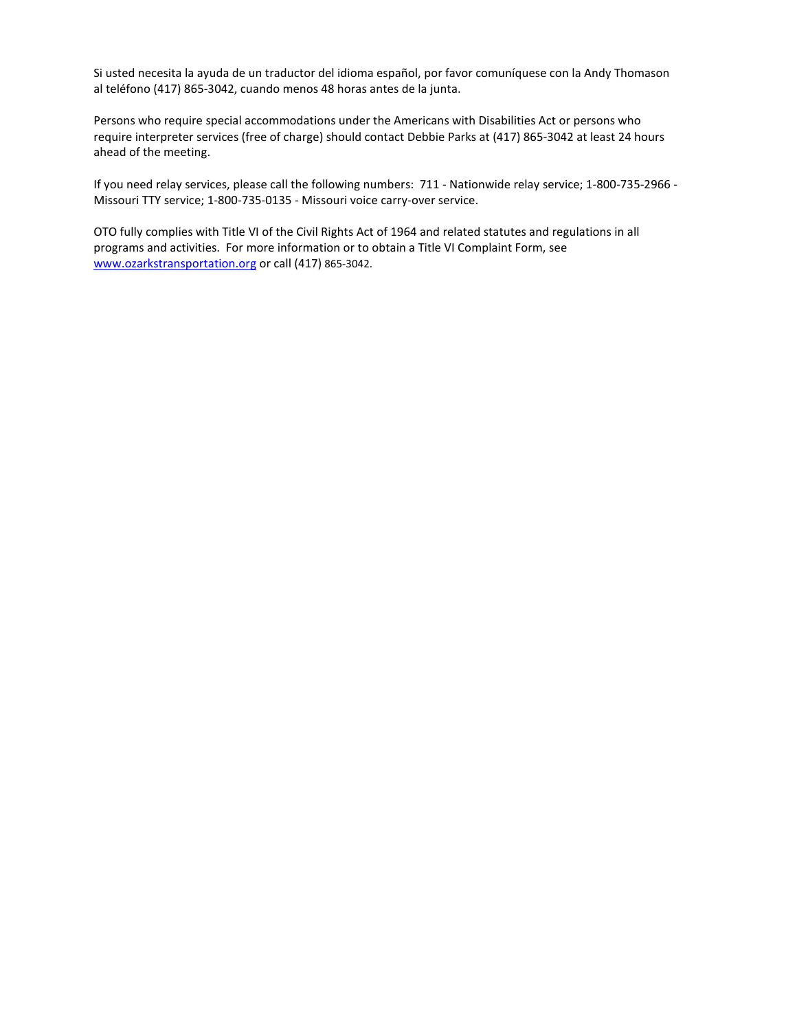Si usted necesita la ayuda de un traductor del idioma español, por favor comuníquese con la Andy Thomason al teléfono (417) 865-3042, cuando menos 48 horas antes de la junta.

Persons who require special accommodations under the Americans with Disabilities Act or persons who require interpreter services (free of charge) should contact Debbie Parks at (417) 865-3042 at least 24 hours ahead of the meeting.

If you need relay services, please call the following numbers: 711 - Nationwide relay service; 1-800-735-2966 - Missouri TTY service; 1-800-735-0135 - Missouri voice carry-over service.

OTO fully complies with Title VI of the Civil Rights Act of 1964 and related statutes and regulations in all programs and activities. For more information or to obtain a Title VI Complaint Form, see [www.ozarkstransportation.org](http://www.ozarkstransportation.org) or call (417) 865-3042.